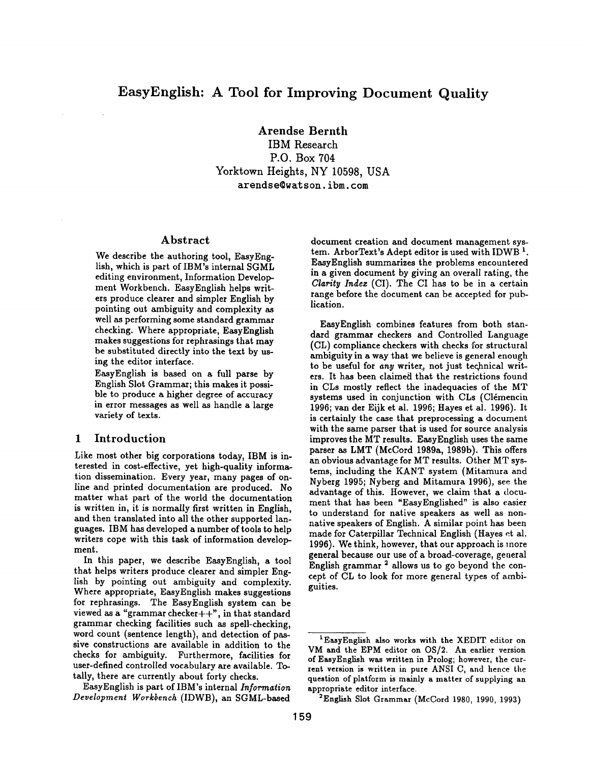# EasyEnglish: A Tool for Improving Document Quality

**Arendse Bernth**
IBM Research
P.O. Box 704
Yorktown Heights, NY 10598, USA
arendse@watson.ibm.com

## Abstract

We describe the authoring tool, EasyEnglish, which is part of IBM's internal SGML editing environment, Information Development Workbench. EasyEnglish helps writers produce clearer and simpler English by pointing out ambiguity and complexity as well as performing some standard grammar checking. Where appropriate, EasyEnglish makes suggestions for rephrasings that may be substituted directly into the text by using the editor interface.

EasyEnglish is based on a full parse by English Slot Grammar; this makes it possible to produce a higher degree of accuracy in error messages as well as handle a large variety of texts.

## 1 Introduction

Like most other big corporations today, IBM is interested in cost-effective, yet high-quality information dissemination. Every year, many pages of online and printed documentation are produced. No matter what part of the world the documentation is written in, it is normally first written in English, and then translated into all the other supported languages. IBM has developed a number of tools to help writers cope with this task of information development.

In this paper, we describe EasyEnglish, a tool that helps writers produce clearer and simpler English by pointing out ambiguity and complexity. Where appropriate, EasyEnglish makes suggestions for rephrasings. The EasyEnglish system can be viewed as a "grammar checker++", in that standard grammar checking facilities such as spell-checking, word count (sentence length), and detection of passive constructions are available in addition to the checks for ambiguity. Furthermore, facilities for user-defined controlled vocabulary are available. Totally, there are currently about forty checks.

EasyEnglish is part of IBM's internal *Information Development Workbench* (IDWB), an SGML-based document creation and document management system. ArborText's Adept editor is used with IDWB [1]. EasyEnglish summarizes the problems encountered in a given document by giving an overall rating, the *Clarity Index* (CI). The CI has to be in a certain range before the document can be accepted for publication.

EasyEnglish combines features from both standard grammar checkers and Controlled Language (CL) compliance checkers with checks for structural ambiguity in a way that we believe is general enough to be useful for *any* writer, not just technical writers. It has been claimed that the restrictions found in CLs mostly reflect the inadequacies of the MT systems used in conjunction with CLs (Clémencin 1996; van der Eijk et al. 1996; Hayes et al. 1996). It is certainly the case that preprocessing a document with the same parser that is used for source analysis improves the MT results. EasyEnglish uses the same parser as LMT (McCord 1989a, 1989b). This offers an obvious advantage for MT results. Other MT systems, including the KANT system (Mitamura and Nyberg 1995; Nyberg and Mitamura 1996), see the advantage of this. However, we claim that a document that has been "EasyEnglished" is also easier to understand for native speakers as well as non-native speakers of English. A similar point has been made for Caterpillar Technical English (Hayes et al. 1996). We think, however, that our approach is more general because our use of a broad-coverage, general English grammar [2] allows us to go beyond the concept of CL to look for more general types of ambiguities.

---

[1] EasyEnglish also works with the XEDIT editor on VM and the EPM editor on OS/2. An earlier version of EasyEnglish was written in Prolog; however, the current version is written in pure ANSI C, and hence the question of platform is mainly a matter of supplying an appropriate editor interface.

[2] English Slot Grammar (McCord 1980, 1990, 1993)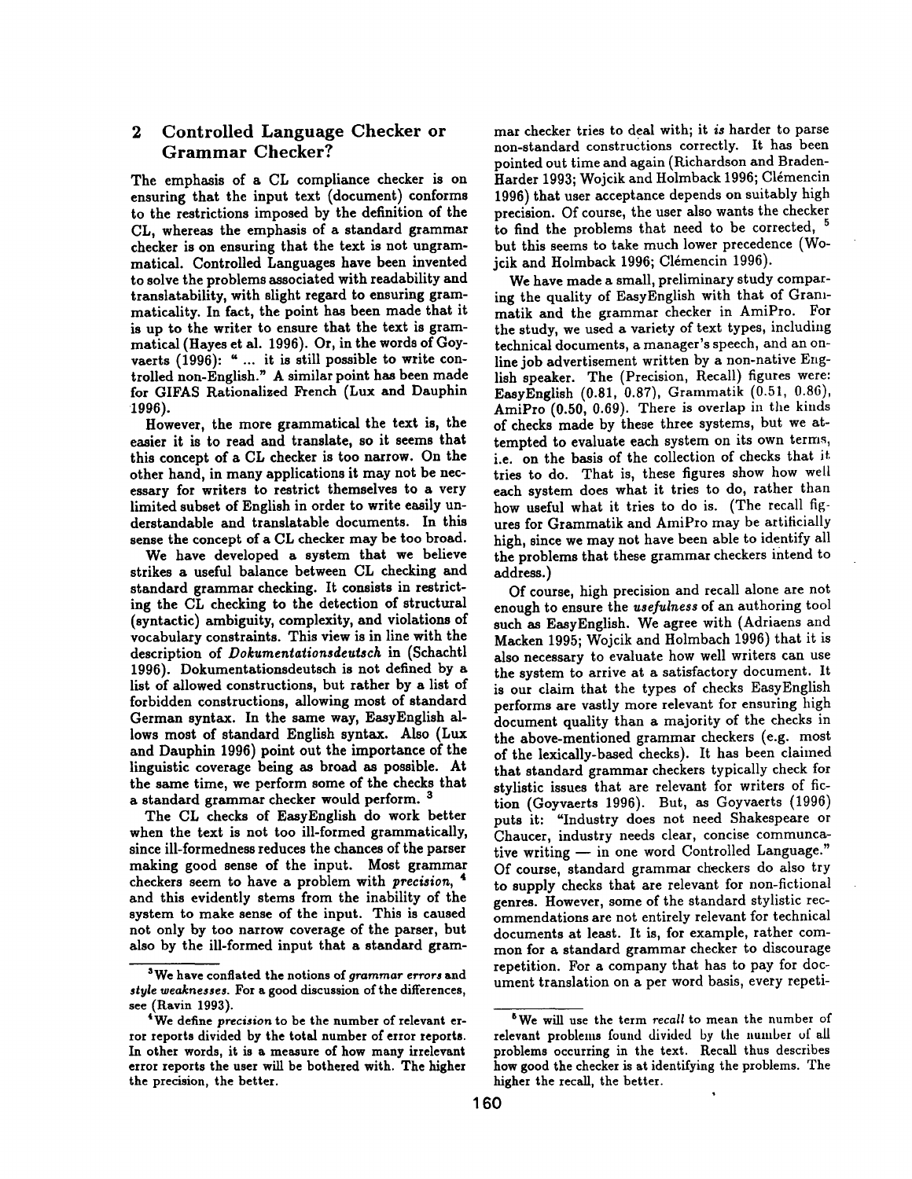## 2 Controlled Language Checker or Grammar Checker?

The emphasis of a CL compliance checker is on ensuring that the input text (document) conforms to the restrictions imposed by the definition of the CL, whereas the emphasis of a standard grammar checker is on ensuring that the text is not ungrammatical. Controlled Languages have been invented to solve the problems associated with readability and translatability, with slight regard to ensuring grammaticality. In fact, the point has been made that it is up to the writer to ensure that the text is grammatical (Hayes et al. 1996). Or, in the words of Goyvaerts (1996): " ... it is still possible to write controlled non-English." A similar point has been made for GIFAS Rationalized French (Lux and Dauphin 1996).

However, the more grammatical the text is, the easier it is to read and translate, so it seems that this concept of a CL checker is too narrow. On the other hand, in many applications it may not be necessary for writers to restrict themselves to a very limited subset of English in order to write easily understandable and translatable documents. In this sense the concept of a CL checker may be too broad.

We have developed a system that we believe strikes a useful balance between CL checking and standard grammar checking. It consists in restricting the CL checking to the detection of structural (syntactic) ambiguity, complexity, and violations of vocabulary constraints. This view is in line with the description of *Dokumentationsdeutsch* in (Schachtl 1996). Dokumentationsdeutsch is not defined by a list of allowed constructions, but rather by a list of forbidden constructions, allowing most of standard German syntax. In the same way, EasyEnglish allows most of standard English syntax. Also (Lux and Dauphin 1996) point out the importance of the linguistic coverage being as broad as possible. At the same time, we perform some of the checks that a standard grammar checker would perform. [3]

The CL checks of EasyEnglish do work better when the text is not too ill-formed grammatically, since ill-formedness reduces the chances of the parser making good sense of the input. Most grammar checkers seem to have a problem with *precision*, [4] and this evidently stems from the inability of the system to make sense of the input. This is caused not only by too narrow coverage of the parser, but also by the ill-formed input that a standard grammar checker tries to deal with; it *is* harder to parse non-standard constructions correctly. It has been pointed out time and again (Richardson and Braden-Harder 1993; Wojcik and Holmback 1996; Clémencin 1996) that user acceptance depends on suitably high precision. Of course, the user also wants the checker to find the problems that need to be corrected, [5] but this seems to take much lower precedence (Wojcik and Holmback 1996; Clémencin 1996).

We have made a small, preliminary study comparing the quality of EasyEnglish with that of Grammatik and the grammar checker in AmiPro. For the study, we used a variety of text types, including technical documents, a manager's speech, and an online job advertisement written by a non-native English speaker. The (Precision, Recall) figures were: EasyEnglish (0.81, 0.87), Grammatik (0.51, 0.86), AmiPro (0.50, 0.69). There is overlap in the kinds of checks made by these three systems, but we attempted to evaluate each system on its own terms, i.e. on the basis of the collection of checks that it tries to do. That is, these figures show how well each system does what it tries to do, rather than how useful what it tries to do is. (The recall figures for Grammatik and AmiPro may be artificially high, since we may not have been able to identify all the problems that these grammar checkers intend to address.)

Of course, high precision and recall alone are not enough to ensure the *usefulness* of an authoring tool such as EasyEnglish. We agree with (Adriaens and Macken 1995; Wojcik and Holmbach 1996) that it is also necessary to evaluate how well writers can use the system to arrive at a satisfactory document. It is our claim that the types of checks EasyEnglish performs are vastly more relevant for ensuring high document quality than a majority of the checks in the above-mentioned grammar checkers (e.g. most of the lexically-based checks). It has been claimed that standard grammar checkers typically check for stylistic issues that are relevant for writers of fiction (Goyvaerts 1996). But, as Goyvaerts (1996) puts it: "Industry does not need Shakespeare or Chaucer, industry needs clear, concise communcative writing — in one word Controlled Language." Of course, standard grammar checkers do also try to supply checks that are relevant for non-fictional genres. However, some of the standard stylistic recommendations are not entirely relevant for technical documents at least. It is, for example, rather common for a standard grammar checker to discourage repetition. For a company that has to pay for document translation on a per word basis, every repeti-

---

[3] We have conflated the notions of *grammar errors* and *style weaknesses*. For a good discussion of the differences, see (Ravin 1993).

[4] We define *precision* to be the number of relevant error reports divided by the total number of error reports. In other words, it is a measure of how many irrelevant error reports the user will be bothered with. The higher the precision, the better.

[5] We will use the term *recall* to mean the number of relevant problems found divided by the number of all problems occurring in the text. Recall thus describes how good the checker is at identifying the problems. The higher the recall, the better.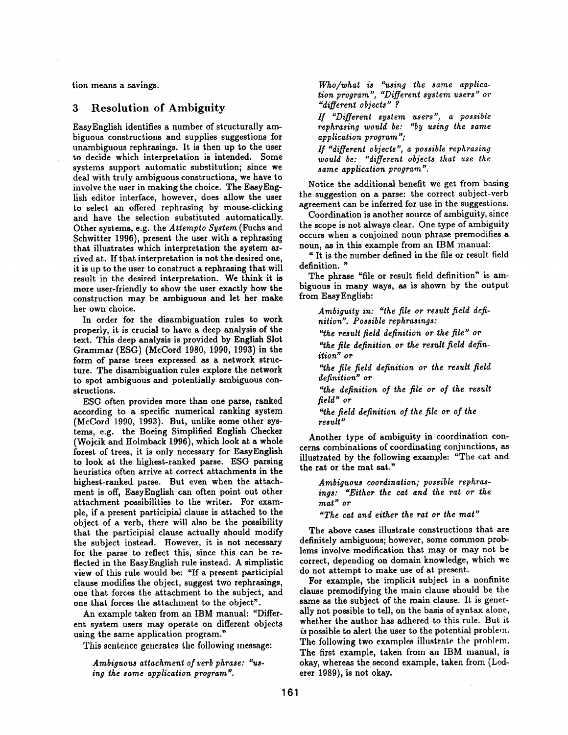tion means a savings.

## 3 Resolution of Ambiguity

EasyEnglish identifies a number of structurally ambiguous constructions and supplies suggestions for unambiguous rephrasings. It is then up to the user to decide which interpretation is intended. Some systems support automatic substitution; since we deal with truly ambiguous constructions, we have to involve the user in making the choice. The EasyEnglish editor interface, however, does allow the user to select an offered rephrasing by mouse-clicking and have the selection substituted automatically. Other systems, e.g. the *Attempto System* (Fuchs and Schwitter 1996), present the user with a rephrasing that illustrates which interpretation the system arrived at. If that interpretation is not the desired one, it is up to the user to construct a rephrasing that will result in the desired interpretation. We think it is more user-friendly to show the user exactly how the construction may be ambiguous and let her make her own choice.

In order for the disambiguation rules to work properly, it is crucial to have a deep analysis of the text. This deep analysis is provided by English Slot Grammar (ESG) (McCord 1980, 1990, 1993) in the form of parse trees expressed as a network structure. The disambiguation rules explore the network to spot ambiguous and potentially ambiguous constructions.

ESG often provides more than one parse, ranked according to a specific numerical ranking system (McCord 1990, 1993). But, unlike some other systems, e.g. the Boeing Simplified English Checker (Wojcik and Holmback 1996), which look at a whole forest of trees, it is only necessary for EasyEnglish to look at the highest-ranked parse. ESG parsing heuristics often arrive at correct attachments in the highest-ranked parse. But even when the attachment is off, EasyEnglish can often point out other attachment possibilities to the writer. For example, if a present participial clause is attached to the object of a verb, there will also be the possibility that the participial clause actually should modify the subject instead. However, it is not necessary for the parse to reflect this, since this can be reflected in the EasyEnglish rule instead. A simplistic view of this rule would be: "If a present participial clause modifies the object, suggest two rephrasings, one that forces the attachment to the subject, and one that forces the attachment to the object".

An example taken from an IBM manual: "Different system users may operate on different objects using the same application program."

This sentence generates the following message:

> *Ambiguous attachment of verb phrase: "using the same application program".*
>
> *Who/what is "using the same application program", "Different system users" or "different objects" ?*
>
> *If "Different system users", a possible rephrasing would be: "by using the same application program";*
>
> *If "different objects", a possible rephrasing would be: "different objects that use the same application program".*

Notice the additional benefit we get from basing the suggestion on a parse: the correct subject-verb agreement can be inferred for use in the suggestions.

Coordination is another source of ambiguity, since the scope is not always clear. One type of ambiguity occurs when a conjoined noun phrase premodifies a noun, as in this example from an IBM manual:

" It is the number defined in the file or result field definition. "

The phrase "file or result field definition" is ambiguous in many ways, as is shown by the output from EasyEnglish:

> *Ambiguity in: "the file or result field definition". Possible rephrasings:*
>
> *"the result field definition or the file" or*
>
> *"the file definition or the result field definition" or*
>
> *"the file field definition or the result field definition" or*
>
> *"the definition of the file or of the result field" or*
>
> *"the field definition of the file or of the result"*

Another type of ambiguity in coordination concerns combinations of coordinating conjunctions, as illustrated by the following example: "The cat and the rat or the mat sat."

> *Ambiguous coordination; possible rephrasings: "Either the cat and the rat or the mat" or*
>
> *"The cat and either the rat or the mat"*

The above cases illustrate constructions that are definitely ambiguous; however, some common problems involve modification that may or may not be correct, depending on domain knowledge, which we do not attempt to make use of at present.

For example, the implicit subject in a nonfinite clause premodifying the main clause should be the same as the subject of the main clause. It is generally not possible to tell, on the basis of syntax alone, whether the author has adhered to this rule. But it *is* possible to alert the user to the potential problem. The following two examples illustrate the problem. The first example, taken from an IBM manual, is okay, whereas the second example, taken from (Lederer 1989), is not okay.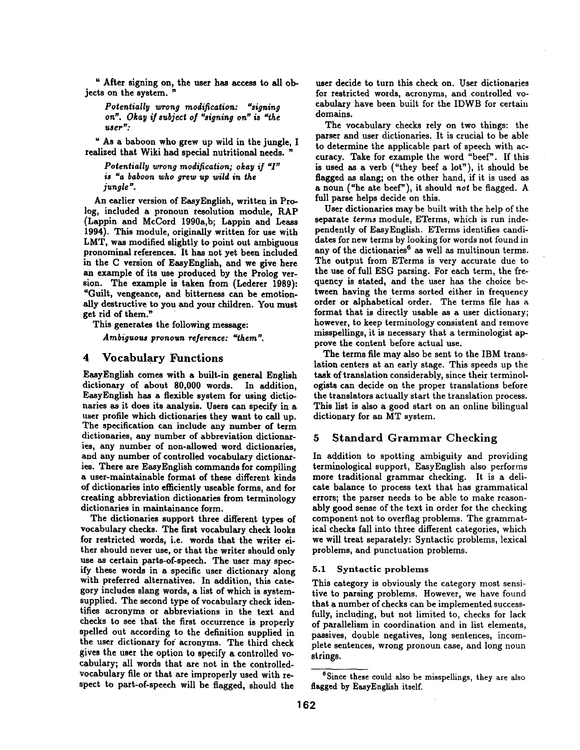" After signing on, the user has access to all objects on the system. "

> *Potentially wrong modification: "signing on". Okay if subject of "signing on" is "the user":*

" As a baboon who grew up wild in the jungle, I realized that Wiki had special nutritional needs. "

> *Potentially wrong modification; okay if "I" is "a baboon who grew up wild in the jungle".*

An earlier version of EasyEnglish, written in Prolog, included a pronoun resolution module, RAP (Lappin and McCord 1990a,b; Lappin and Leass 1994). This module, originally written for use with LMT, was modified slightly to point out ambiguous pronominal references. It has not yet been included in the C version of EasyEnglish, and we give here an example of its use produced by the Prolog version. The example is taken from (Lederer 1989): "Guilt, vengeance, and bitterness can be emotionally destructive to you and your children. You must get rid of them."

This generates the following message:

> *Ambiguous pronoun reference: "them".*

## 4 Vocabulary Functions

EasyEnglish comes with a built-in general English dictionary of about 80,000 words. In addition, EasyEnglish has a flexible system for using dictionaries as it does its analysis. Users can specify in a user profile which dictionaries they want to call up. The specification can include any number of term dictionaries, any number of abbreviation dictionaries, any number of non-allowed word dictionaries, and any number of controlled vocabulary dictionaries. There are EasyEnglish commands for compiling a user-maintainable format of these different kinds of dictionaries into efficiently useable forms, and for creating abbreviation dictionaries from terminology dictionaries in maintainance form.

The dictionaries support three different types of vocabulary checks. The first vocabulary check looks for restricted words, i.e. words that the writer either should never use, or that the writer should only use as certain parts-of-speech. The user may specify these words in a specific user dictionary along with preferred alternatives. In addition, this category includes slang words, a list of which is system-supplied. The second type of vocabulary check identifies acronyms or abbreviations in the text and checks to see that the first occurrence is properly spelled out according to the definition supplied in the user dictionary for acronyms. The third check gives the user the option to specify a controlled vocabulary; all words that are not in the controlled-vocabulary file or that are improperly used with respect to part-of-speech will be flagged, should the user decide to turn this check on. User dictionaries for restricted words, acronyms, and controlled vocabulary have been built for the IDWB for certain domains.

The vocabulary checks rely on two things: the parser and user dictionaries. It is crucial to be able to determine the applicable part of speech with accuracy. Take for example the word "beef". If this is used as a verb ("they beef a lot"), it should be flagged as slang; on the other hand, if it is used as a noun ("he ate beef"), it should *not* be flagged. A full parse helps decide on this.

User dictionaries may be built with the help of the separate *terms* module, ETerms, which is run independently of EasyEnglish. ETerms identifies candidates for new terms by looking for words not found in any of the dictionaries[6] as well as multinoun terms. The output from ETerms is very accurate due to the use of full ESG parsing. For each term, the frequency is stated, and the user has the choice between having the terms sorted either in frequency order or alphabetical order. The terms file has a format that is directly usable as a user dictionary; however, to keep terminology consistent and remove misspellings, it is necessary that a terminologist approve the content before actual use.

The terms file may also be sent to the IBM translation centers at an early stage. This speeds up the task of translation considerably, since their terminologists can decide on the proper translations before the translators actually start the translation process. This list is also a good start on an online bilingual dictionary for an MT system.

## 5 Standard Grammar Checking

In addition to spotting ambiguity and providing terminological support, EasyEnglish also performs more traditional grammar checking. It is a delicate balance to process text that has grammatical errors; the parser needs to be able to make reasonably good sense of the text in order for the checking component not to overflag problems. The grammatical checks fall into three different categories, which we will treat separately: Syntactic problems, lexical problems, and punctuation problems.

### 5.1 Syntactic problems

This category is obviously the category most sensitive to parsing problems. However, we have found that a number of checks can be implemented successfully, including, but not limited to, checks for lack of parallelism in coordination and in list elements, passives, double negatives, long sentences, incomplete sentences, wrong pronoun case, and long noun strings.

[6] Since these could also be misspellings, they are also flagged by EasyEnglish itself.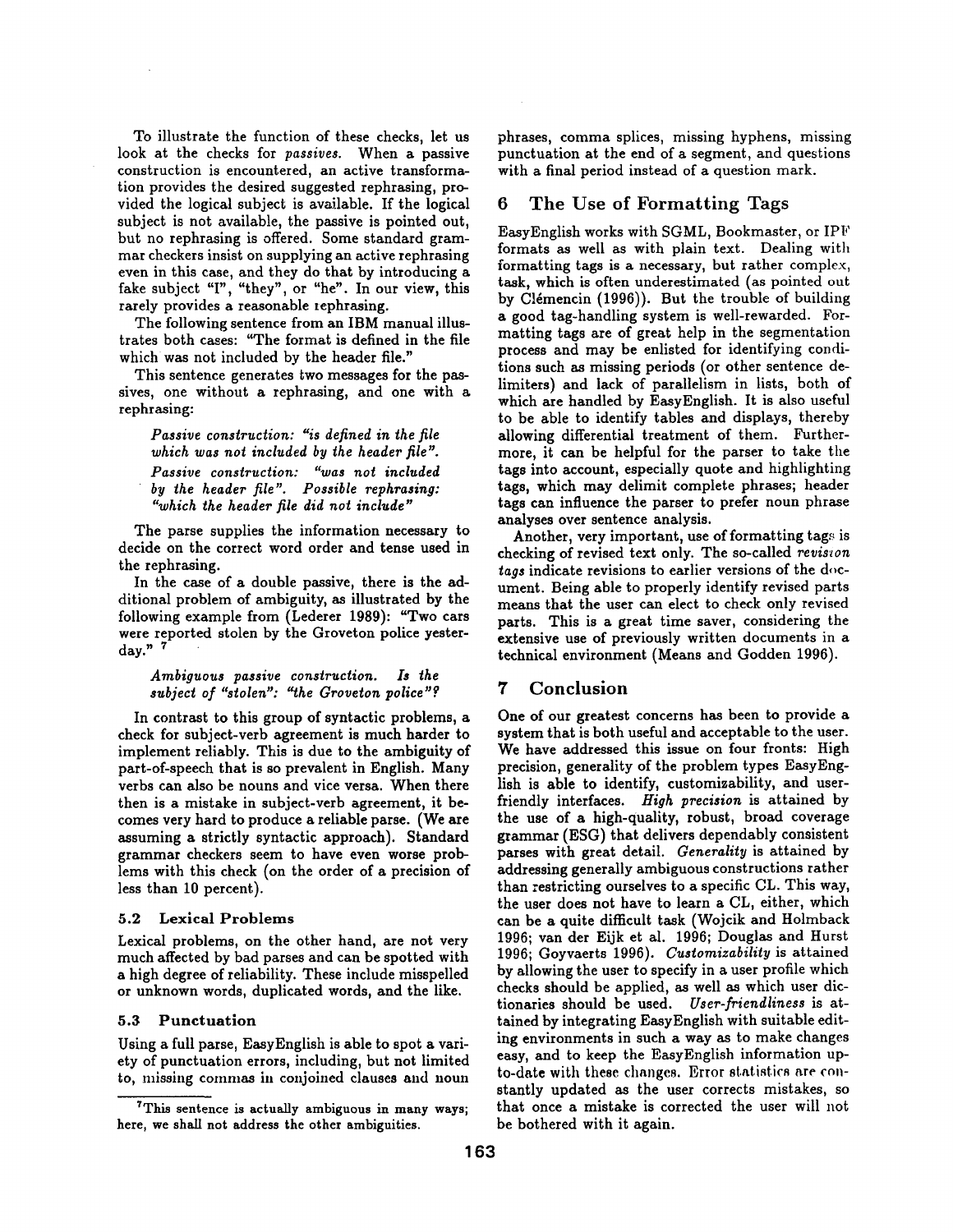To illustrate the function of these checks, let us look at the checks for *passives*. When a passive construction is encountered, an active transformation provides the desired suggested rephrasing, provided the logical subject is available. If the logical subject is not available, the passive is pointed out, but no rephrasing is offered. Some standard grammar checkers insist on supplying an active rephrasing even in this case, and they do that by introducing a fake subject "I", "they", or "he". In our view, this rarely provides a reasonable rephrasing.

The following sentence from an IBM manual illustrates both cases: "The format is defined in the file which was not included by the header file."

This sentence generates two messages for the passives, one without a rephrasing, and one with a rephrasing:

> *Passive construction: "is defined in the file which was not included by the header file".*
>
> *Passive construction: "was not included by the header file". Possible rephrasing: "which the header file did not include"*

The parse supplies the information necessary to decide on the correct word order and tense used in the rephrasing.

In the case of a double passive, there is the additional problem of ambiguity, as illustrated by the following example from (Lederer 1989): "Two cars were reported stolen by the Groveton police yesterday." [7]

> *Ambiguous passive construction. Is the subject of "stolen": "the Groveton police"?*

In contrast to this group of syntactic problems, a check for subject-verb agreement is much harder to implement reliably. This is due to the ambiguity of part-of-speech that is so prevalent in English. Many verbs can also be nouns and vice versa. When there then is a mistake in subject-verb agreement, it becomes very hard to produce a reliable parse. (We are assuming a strictly syntactic approach). Standard grammar checkers seem to have even worse problems with this check (on the order of a precision of less than 10 percent).

### 5.2 Lexical Problems

Lexical problems, on the other hand, are not very much affected by bad parses and can be spotted with a high degree of reliability. These include misspelled or unknown words, duplicated words, and the like.

### 5.3 Punctuation

Using a full parse, EasyEnglish is able to spot a variety of punctuation errors, including, but not limited to, missing commas in conjoined clauses and noun phrases, comma splices, missing hyphens, missing punctuation at the end of a segment, and questions with a final period instead of a question mark.

## 6 The Use of Formatting Tags

EasyEnglish works with SGML, Bookmaster, or IPF formats as well as with plain text. Dealing with formatting tags is a necessary, but rather complex, task, which is often underestimated (as pointed out by Clémencin (1996)). But the trouble of building a good tag-handling system is well-rewarded. Formatting tags are of great help in the segmentation process and may be enlisted for identifying conditions such as missing periods (or other sentence delimiters) and lack of parallelism in lists, both of which are handled by EasyEnglish. It is also useful to be able to identify tables and displays, thereby allowing differential treatment of them. Furthermore, it can be helpful for the parser to take the tags into account, especially quote and highlighting tags, which may delimit complete phrases; header tags can influence the parser to prefer noun phrase analyses over sentence analysis.

Another, very important, use of formatting tags is checking of revised text only. The so-called *revision tags* indicate revisions to earlier versions of the document. Being able to properly identify revised parts means that the user can elect to check only revised parts. This is a great time saver, considering the extensive use of previously written documents in a technical environment (Means and Godden 1996).

## 7 Conclusion

One of our greatest concerns has been to provide a system that is both useful and acceptable to the user. We have addressed this issue on four fronts: High precision, generality of the problem types EasyEnglish is able to identify, customizability, and user-friendly interfaces. *High precision* is attained by the use of a high-quality, robust, broad coverage grammar (ESG) that delivers dependably consistent parses with great detail. *Generality* is attained by addressing generally ambiguous constructions rather than restricting ourselves to a specific CL. This way, the user does not have to learn a CL, either, which can be a quite difficult task (Wojcik and Holmback 1996; van der Eijk et al. 1996; Douglas and Hurst 1996; Goyvaerts 1996). *Customizability* is attained by allowing the user to specify in a user profile which checks should be applied, as well as which user dictionaries should be used. *User-friendliness* is attained by integrating EasyEnglish with suitable editing environments in such a way as to make changes easy, and to keep the EasyEnglish information up-to-date with these changes. Error statistics are constantly updated as the user corrects mistakes, so that once a mistake is corrected the user will not be bothered with it again.

---

[7] This sentence is actually ambiguous in many ways; here, we shall not address the other ambiguities.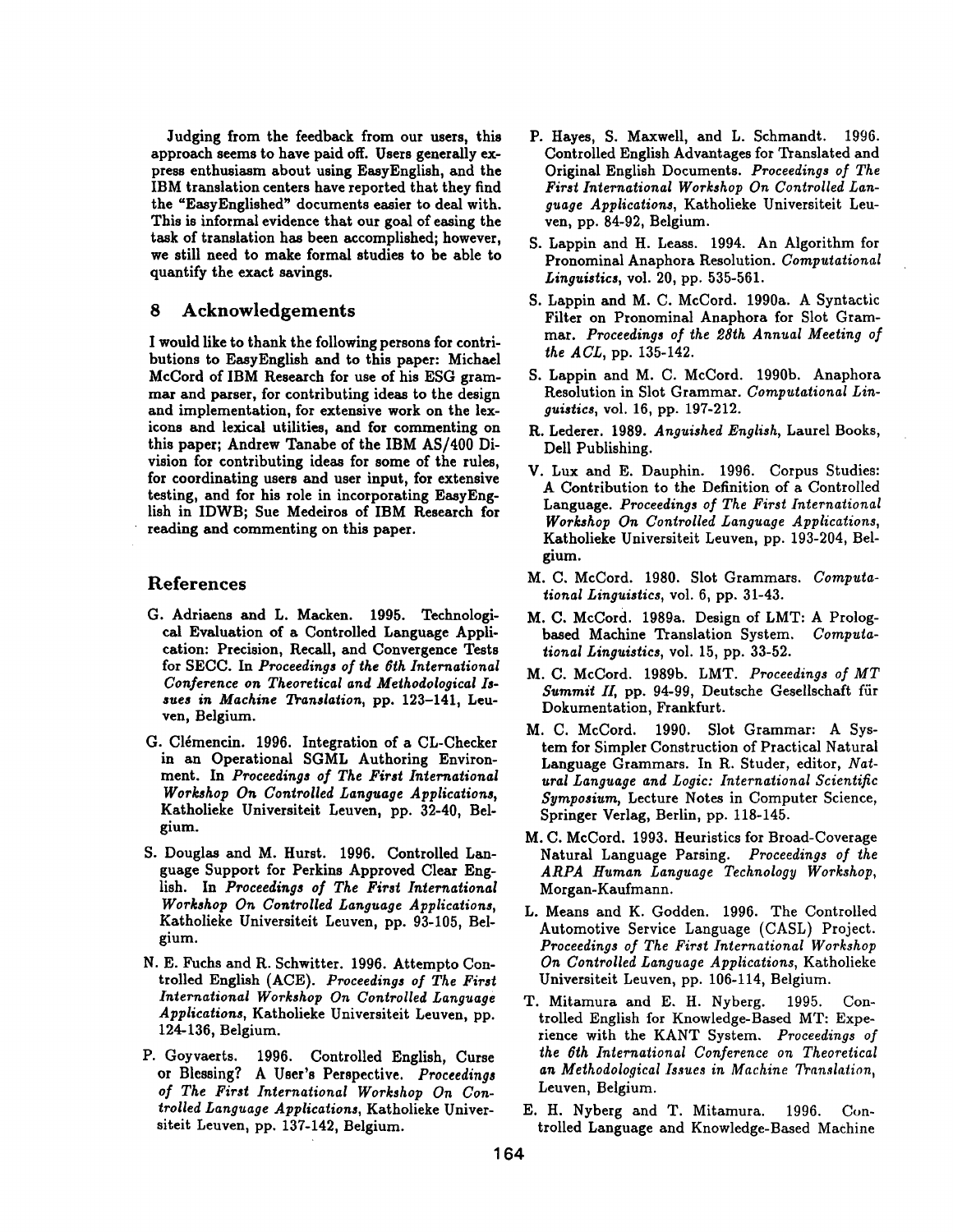Judging from the feedback from our users, this approach seems to have paid off. Users generally express enthusiasm about using EasyEnglish, and the IBM translation centers have reported that they find the "EasyEnglished" documents easier to deal with. This is informal evidence that our goal of easing the task of translation has been accomplished; however, we still need to make formal studies to be able to quantify the exact savings.

## 8 Acknowledgements

I would like to thank the following persons for contributions to EasyEnglish and to this paper: Michael McCord of IBM Research for use of his ESG grammar and parser, for contributing ideas to the design and implementation, for extensive work on the lexicons and lexical utilities, and for commenting on this paper; Andrew Tanabe of the IBM AS/400 Division for contributing ideas for some of the rules, for coordinating users and user input, for extensive testing, and for his role in incorporating EasyEnglish in IDWB; Sue Medeiros of IBM Research for reading and commenting on this paper.

## References

G. Adriaens and L. Macken. 1995. Technological Evaluation of a Controlled Language Application: Precision, Recall, and Convergence Tests for SECC. In *Proceedings of the 6th International Conference on Theoretical and Methodological Issues in Machine Translation*, pp. 123–141, Leuven, Belgium.

G. Clémencin. 1996. Integration of a CL-Checker in an Operational SGML Authoring Environment. In *Proceedings of The First International Workshop On Controlled Language Applications*, Katholieke Universiteit Leuven, pp. 32-40, Belgium.

S. Douglas and M. Hurst. 1996. Controlled Language Support for Perkins Approved Clear English. In *Proceedings of The First International Workshop On Controlled Language Applications*, Katholieke Universiteit Leuven, pp. 93-105, Belgium.

N. E. Fuchs and R. Schwitter. 1996. Attempto Controlled English (ACE). *Proceedings of The First International Workshop On Controlled Language Applications*, Katholieke Universiteit Leuven, pp. 124-136, Belgium.

P. Goyvaerts. 1996. Controlled English, Curse or Blessing? A User's Perspective. *Proceedings of The First International Workshop On Controlled Language Applications*, Katholieke Universiteit Leuven, pp. 137-142, Belgium.

P. Hayes, S. Maxwell, and L. Schmandt. 1996. Controlled English Advantages for Translated and Original English Documents. *Proceedings of The First International Workshop On Controlled Language Applications*, Katholieke Universiteit Leuven, pp. 84-92, Belgium.

S. Lappin and H. Leass. 1994. An Algorithm for Pronominal Anaphora Resolution. *Computational Linguistics*, vol. 20, pp. 535-561.

S. Lappin and M. C. McCord. 1990a. A Syntactic Filter on Pronominal Anaphora for Slot Grammar. *Proceedings of the 28th Annual Meeting of the ACL*, pp. 135-142.

S. Lappin and M. C. McCord. 1990b. Anaphora Resolution in Slot Grammar. *Computational Linguistics*, vol. 16, pp. 197-212.

R. Lederer. 1989. *Anguished English*, Laurel Books, Dell Publishing.

V. Lux and E. Dauphin. 1996. Corpus Studies: A Contribution to the Definition of a Controlled Language. *Proceedings of The First International Workshop On Controlled Language Applications*, Katholieke Universiteit Leuven, pp. 193-204, Belgium.

M. C. McCord. 1980. Slot Grammars. *Computational Linguistics*, vol. 6, pp. 31-43.

M. C. McCord. 1989a. Design of LMT: A Prolog-based Machine Translation System. *Computational Linguistics*, vol. 15, pp. 33-52.

M. C. McCord. 1989b. LMT. *Proceedings of MT Summit II*, pp. 94-99, Deutsche Gesellschaft für Dokumentation, Frankfurt.

M. C. McCord. 1990. Slot Grammar: A System for Simpler Construction of Practical Natural Language Grammars. In R. Studer, editor, *Natural Language and Logic: International Scientific Symposium*, Lecture Notes in Computer Science, Springer Verlag, Berlin, pp. 118-145.

M. C. McCord. 1993. Heuristics for Broad-Coverage Natural Language Parsing. *Proceedings of the ARPA Human Language Technology Workshop*, Morgan-Kaufmann.

L. Means and K. Godden. 1996. The Controlled Automotive Service Language (CASL) Project. *Proceedings of The First International Workshop On Controlled Language Applications*, Katholieke Universiteit Leuven, pp. 106-114, Belgium.

T. Mitamura and E. H. Nyberg. 1995. Controlled English for Knowledge-Based MT: Experience with the KANT System. *Proceedings of the 6th International Conference on Theoretical an Methodological Issues in Machine Translation*, Leuven, Belgium.

E. H. Nyberg and T. Mitamura. 1996. Controlled Language and Knowledge-Based Machine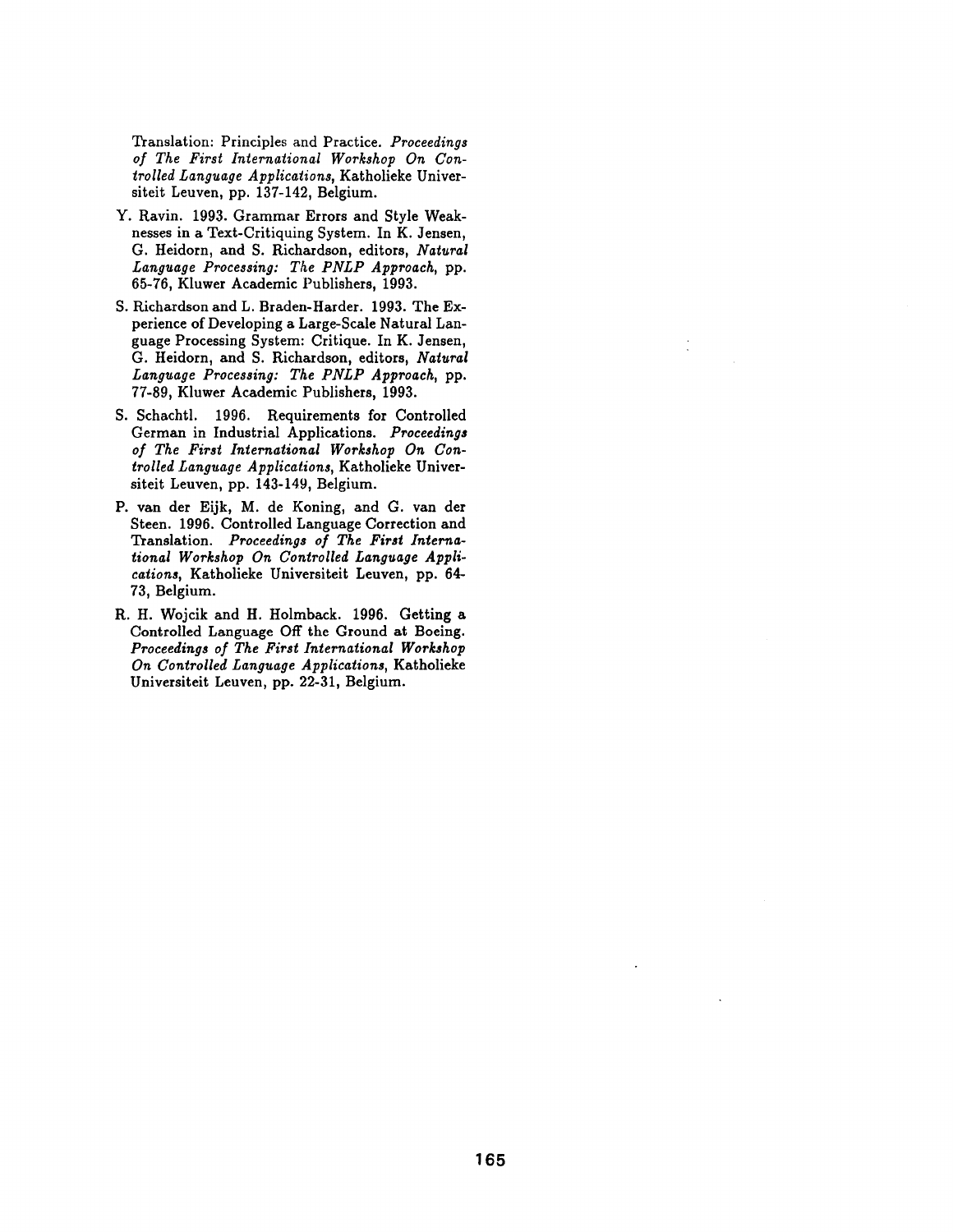Translation: Principles and Practice. *Proceedings of The First International Workshop On Controlled Language Applications*, Katholieke Universiteit Leuven, pp. 137-142, Belgium.

Y. Ravin. 1993. Grammar Errors and Style Weaknesses in a Text-Critiquing System. In K. Jensen, G. Heidorn, and S. Richardson, editors, *Natural Language Processing: The PNLP Approach*, pp. 65-76, Kluwer Academic Publishers, 1993.

S. Richardson and L. Braden-Harder. 1993. The Experience of Developing a Large-Scale Natural Language Processing System: Critique. In K. Jensen, G. Heidorn, and S. Richardson, editors, *Natural Language Processing: The PNLP Approach*, pp. 77-89, Kluwer Academic Publishers, 1993.

S. Schachtl. 1996. Requirements for Controlled German in Industrial Applications. *Proceedings of The First International Workshop On Controlled Language Applications*, Katholieke Universiteit Leuven, pp. 143-149, Belgium.

P. van der Eijk, M. de Koning, and G. van der Steen. 1996. Controlled Language Correction and Translation. *Proceedings of The First International Workshop On Controlled Language Applications*, Katholieke Universiteit Leuven, pp. 64-73, Belgium.

R. H. Wojcik and H. Holmback. 1996. Getting a Controlled Language Off the Ground at Boeing. *Proceedings of The First International Workshop On Controlled Language Applications*, Katholieke Universiteit Leuven, pp. 22-31, Belgium.